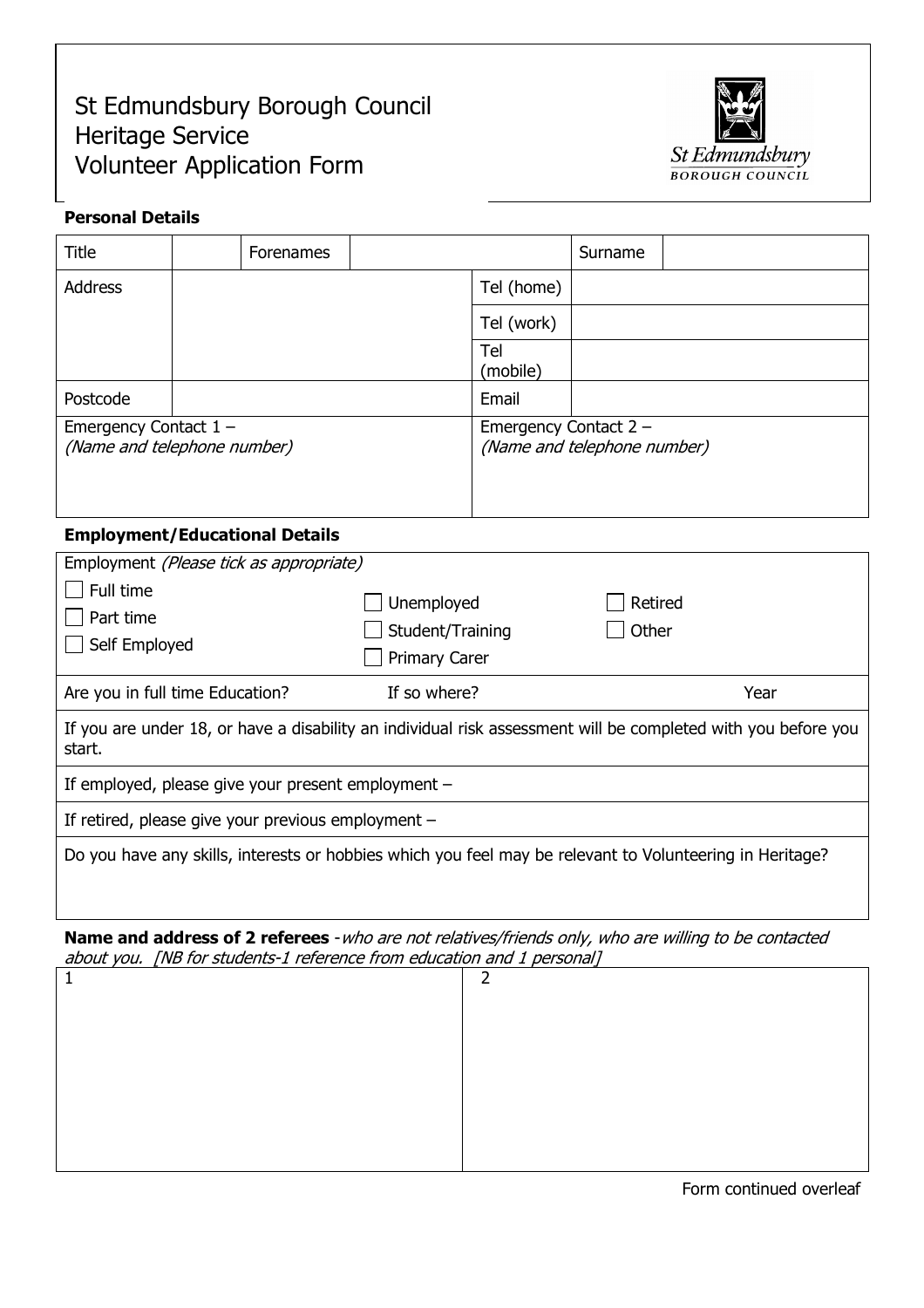# St Edmundsbury Borough Council
# Heritage Service
# Volunteer Application Form

St Edmundsbury
BOROUGH COUNCIL

### Personal Details

| Title | | Forenames | | Surname | |
|---|---|---|---|---|---|
| Address | | | Tel (home) | | |
| | | | Tel (work) | | |
| | | | Tel (mobile) | | |
| Postcode | | | Email | | |
| Emergency Contact 1 – *(Name and telephone number)* | | | Emergency Contact 2 – *(Name and telephone number)* | | |

### Employment/Educational Details

Employment *(Please tick as appropriate)*

- ☐ Full time
- ☐ Part time
- ☐ Self Employed
- ☐ Unemployed
- ☐ Student/Training
- ☐ Primary Carer
- ☐ Retired
- ☐ Other

| Are you in full time Education? | If so where? | Year |
|---|---|---|

If you are under 18, or have a disability an individual risk assessment will be completed with you before you start.

If employed, please give your present employment –

If retired, please give your previous employment –

Do you have any skills, interests or hobbies which you feel may be relevant to Volunteering in Heritage?

**Name and address of 2 referees** -*who are not relatives/friends only, who are willing to be contacted about you. [NB for students-1 reference from education and 1 personal]*

| 1 | 2 |
|---|---|
| | |

Form continued overleaf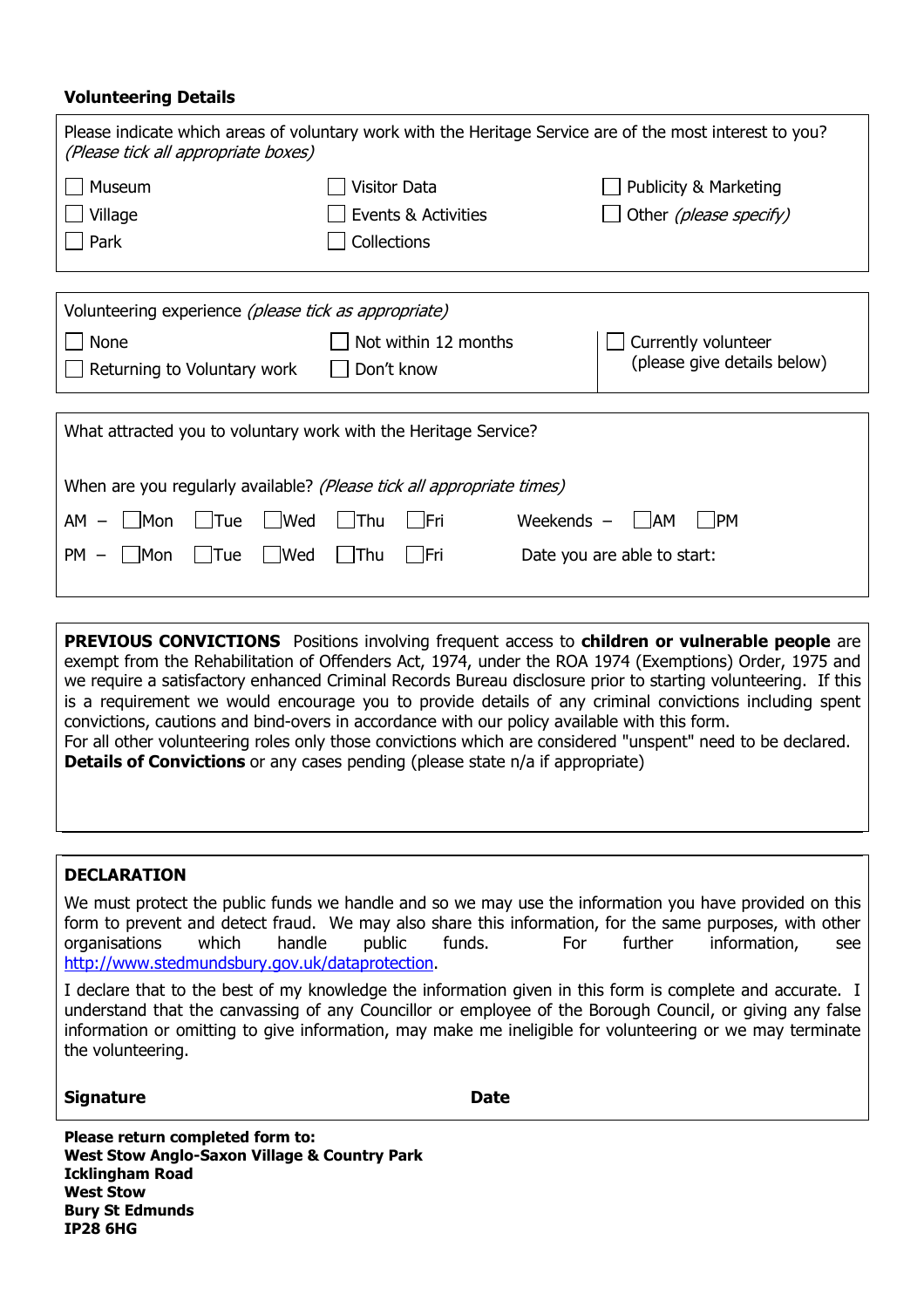## Volunteering Details

Please indicate which areas of voluntary work with the Heritage Service are of the most interest to you? *(Please tick all appropriate boxes)*

- ☐ Museum
- ☐ Village
- ☐ Park
- ☐ Visitor Data
- ☐ Events & Activities
- ☐ Collections
- ☐ Publicity & Marketing
- ☐ Other *(please specify)*

Volunteering experience *(please tick as appropriate)*

- ☐ None
- ☐ Returning to Voluntary work
- ☐ Not within 12 months
- ☐ Don't know
- ☐ Currently volunteer (please give details below)

What attracted you to voluntary work with the Heritage Service?

When are you regularly available? *(Please tick all appropriate times)*

AM – ☐ Mon ☐ Tue ☐ Wed ☐ Thu ☐ Fri

PM – ☐ Mon ☐ Tue ☐ Wed ☐ Thu ☐ Fri

Weekends – ☐ AM ☐ PM

Date you are able to start:

**PREVIOUS CONVICTIONS** Positions involving frequent access to **children or vulnerable people** are exempt from the Rehabilitation of Offenders Act, 1974, under the ROA 1974 (Exemptions) Order, 1975 and we require a satisfactory enhanced Criminal Records Bureau disclosure prior to starting volunteering. If this is a requirement we would encourage you to provide details of any criminal convictions including spent convictions, cautions and bind-overs in accordance with our policy available with this form.

For all other volunteering roles only those convictions which are considered "unspent" need to be declared.

**Details of Convictions** or any cases pending (please state n/a if appropriate)

**DECLARATION**

We must protect the public funds we handle and so we may use the information you have provided on this form to prevent and detect fraud. We may also share this information, for the same purposes, with other organisations which handle public funds. For further information, see http://www.stedmundsbury.gov.uk/dataprotection.

I declare that to the best of my knowledge the information given in this form is complete and accurate. I understand that the canvassing of any Councillor or employee of the Borough Council, or giving any false information or omitting to give information, may make me ineligible for volunteering or we may terminate the volunteering.

**Signature** **Date**

**Please return completed form to:**
**West Stow Anglo-Saxon Village & Country Park**
**Icklingham Road**
**West Stow**
**Bury St Edmunds**
**IP28 6HG**